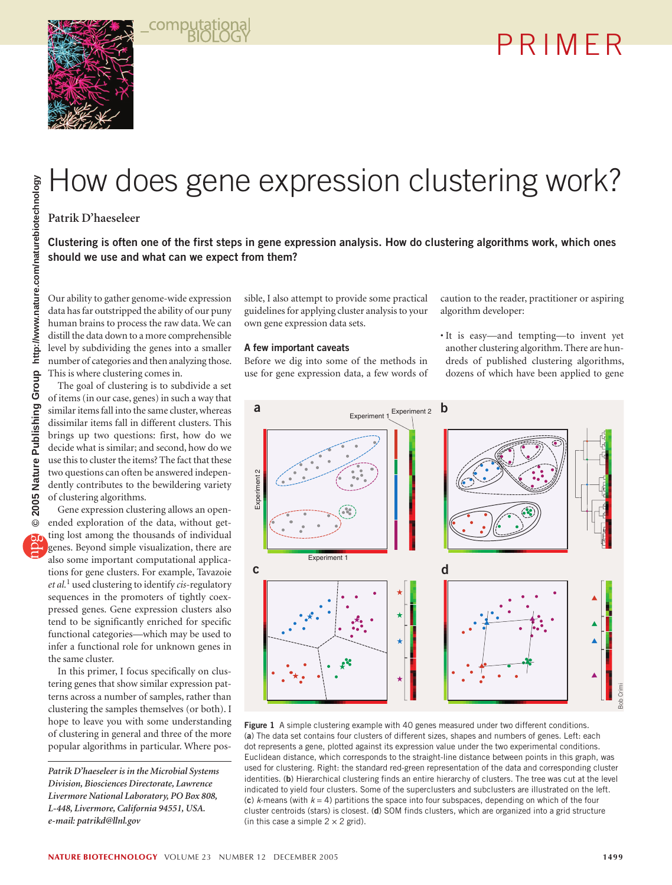# How does gene expression clustering work?

**Patrik D'haeseleer**

**Clustering is often one of the first steps in gene expression analysis. How do clustering algorithms work, which ones should we use and what can we expect from them?**

Our ability to gather genome-wide expression data has far outstripped the ability of our puny human brains to process the raw data. We can distill the data down to a more comprehensible level by subdividing the genes into a smaller number of categories and then analyzing those. This is where clustering comes in.

The goal of clustering is to subdivide a set of items (in our case, genes) in such a way that similar items fall into the same cluster, whereas dissimilar items fall in different clusters. This brings up two questions: first, how do we decide what is similar; and second, how do we use this to cluster the items? The fact that these two questions can often be answered independently contributes to the bewildering variety of clustering algorithms.

Gene expression clustering allows an open-ended exploration of the data, without getting lost among the thousands of individual genes. Beyond simple visualization, there are also some important computational applications for gene clusters. For example, Tavazoie *et al.*[1] used clustering to identify *cis*-regulatory sequences in the promoters of tightly coexpressed genes. Gene expression clusters also tend to be significantly enriched for specific functional categories—which may be used to infer a functional role for unknown genes in the same cluster.

In this primer, I focus specifically on clustering genes that show similar expression patterns across a number of samples, rather than clustering the samples themselves (or both). I hope to leave you with some understanding of clustering in general and three of the more popular algorithms in particular. Where possible, I also attempt to provide some practical guidelines for applying cluster analysis to your own gene expression data sets.

*Patrik D'haeseleer is in the Microbial Systems Division, Biosciences Directorate, Lawrence Livermore National Laboratory, PO Box 808, L-448, Livermore, California 94551, USA. e-mail: patrikd@llnl.gov*

## A few important caveats

Before we dig into some of the methods in use for gene expression data, a few words of caution to the reader, practitioner or aspiring algorithm developer:

- It is easy—and tempting—to invent yet another clustering algorithm. There are hundreds of published clustering algorithms, dozens of which have been applied to gene

**Figure 1** A simple clustering example with 40 genes measured under two different conditions. (**a**) The data set contains four clusters of different sizes, shapes and numbers of genes. Left: each dot represents a gene, plotted against its expression value under the two experimental conditions. Euclidean distance, which corresponds to the straight-line distance between points in this graph, was used for clustering. Right: the standard red-green representation of the data and corresponding cluster identities. (**b**) Hierarchical clustering finds an entire hierarchy of clusters. The tree was cut at the level indicated to yield four clusters. Some of the superclusters and subclusters are illustrated on the left. (**c**) *k*-means (with $k = 4$) partitions the space into four subspaces, depending on which of the four cluster centroids (stars) is closest. (**d**) SOM finds clusters, which are organized into a grid structure (in this case a simple $2 \times 2$ grid).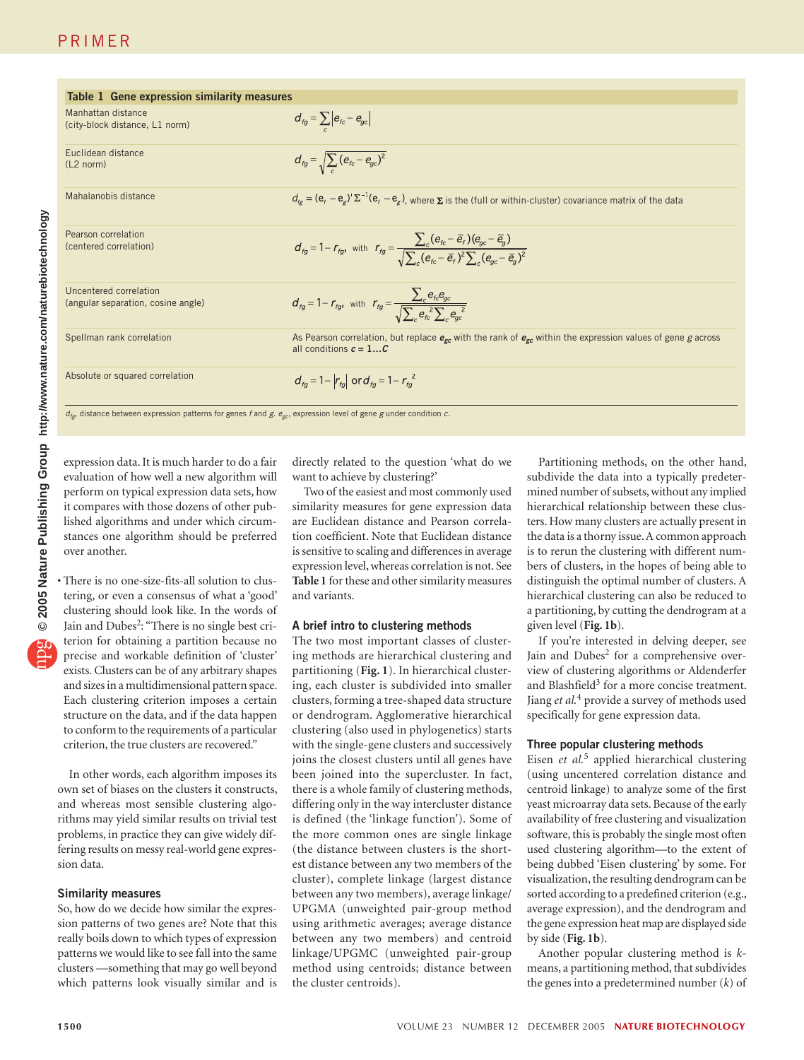**Table 1 Gene expression similarity measures**

| | |
|---|---|
| Manhattan distance (city-block distance, L1 norm) | $d_{fg} = \sum_c \lvert e_{fc} - e_{gc} \rvert$ |
| Euclidean distance (L2 norm) | $d_{fg} = \sqrt{\sum_c (e_{fc} - e_{gc})^2}$ |
| Mahalanobis distance | $d_{fg} = (\mathbf{e}_f - \mathbf{e}_g)' \Sigma^{-1} (\mathbf{e}_f - \mathbf{e}_g)$, where $\mathbf{\Sigma}$ is the (full or within-cluster) covariance matrix of the data |
| Pearson correlation (centered correlation) | $d_{fg} = 1 - r_{fg}$, with $r_{fg} = \frac{\sum_c (e_{fc} - \bar{e}_f)(e_{gc} - \bar{e}_g)}{\sqrt{\sum_c (e_{fc} - \bar{e}_f)^2 \sum_c (e_{gc} - \bar{e}_g)^2}}$ |
| Uncentered correlation (angular separation, cosine angle) | $d_{fg} = 1 - r_{fg}$, with $r_{fg} = \frac{\sum_c e_{fc} e_{gc}}{\sqrt{\sum_c e_{fc}^2 \sum_c e_{gc}^2}}$ |
| Spellman rank correlation | As Pearson correlation, but replace $e_{gc}$ with the rank of $e_{gc}$ within the expression values of gene $g$ across all conditions $c = 1...C$ |
| Absolute or squared correlation | $d_{fg} = 1 - \lvert r_{fg} \rvert$ or $d_{fg} = 1 - r_{fg}^2$ |

$d_{fg}$, distance between expression patterns for genes $f$ and $g$. $e_{gc}$, expression level of gene $g$ under condition $c$.

expression data. It is much harder to do a fair evaluation of how well a new algorithm will perform on typical expression data sets, how it compares with those dozens of other published algorithms and under which circumstances one algorithm should be preferred over another.

- There is no one-size-fits-all solution to clustering, or even a consensus of what a 'good' clustering should look like. In the words of Jain and Dubes[2]: "There is no single best criterion for obtaining a partition because no precise and workable definition of 'cluster' exists. Clusters can be of any arbitrary shapes and sizes in a multidimensional pattern space. Each clustering criterion imposes a certain structure on the data, and if the data happen to conform to the requirements of a particular criterion, the true clusters are recovered."

In other words, each algorithm imposes its own set of biases on the clusters it constructs, and whereas most sensible clustering algorithms may yield similar results on trivial test problems, in practice they can give widely differing results on messy real-world gene expression data.

## Similarity measures

So, how do we decide how similar the expression patterns of two genes are? Note that this really boils down to which types of expression patterns we would like to see fall into the same clusters —something that may go well beyond which patterns look visually similar and is directly related to the question 'what do we want to achieve by clustering?'

Two of the easiest and most commonly used similarity measures for gene expression data are Euclidean distance and Pearson correlation coefficient. Note that Euclidean distance is sensitive to scaling and differences in average expression level, whereas correlation is not. See **Table 1** for these and other similarity measures and variants.

## A brief intro to clustering methods

The two most important classes of clustering methods are hierarchical clustering and partitioning (**Fig. 1**). In hierarchical clustering, each cluster is subdivided into smaller clusters, forming a tree-shaped data structure or dendrogram. Agglomerative hierarchical clustering (also used in phylogenetics) starts with the single-gene clusters and successively joins the closest clusters until all genes have been joined into the supercluster. In fact, there is a whole family of clustering methods, differing only in the way intercluster distance is defined (the 'linkage function'). Some of the more common ones are single linkage (the distance between clusters is the shortest distance between any two members of the cluster), complete linkage (largest distance between any two members), average linkage/UPGMA (unweighted pair-group method using arithmetic averages; average distance between any two members) and centroid linkage/UPGMC (unweighted pair-group method using centroids; distance between the cluster centroids).

Partitioning methods, on the other hand, subdivide the data into a typically predetermined number of subsets, without any implied hierarchical relationship between these clusters. How many clusters are actually present in the data is a thorny issue. A common approach is to rerun the clustering with different numbers of clusters, in the hopes of being able to distinguish the optimal number of clusters. A hierarchical clustering can also be reduced to a partitioning, by cutting the dendrogram at a given level (**Fig. 1b**).

If you're interested in delving deeper, see Jain and Dubes[2] for a comprehensive overview of clustering algorithms or Aldenderfer and Blashfield[3] for a more concise treatment. Jiang *et al.*[4] provide a survey of methods used specifically for gene expression data.

## Three popular clustering methods

Eisen *et al.*[5] applied hierarchical clustering (using uncentered correlation distance and centroid linkage) to analyze some of the first yeast microarray data sets. Because of the early availability of free clustering and visualization software, this is probably the single most often used clustering algorithm—to the extent of being dubbed 'Eisen clustering' by some. For visualization, the resulting dendrogram can be sorted according to a predefined criterion (e.g., average expression), and the dendrogram and the gene expression heat map are displayed side by side (**Fig. 1b**).

Another popular clustering method is $k$-means, a partitioning method, that subdivides the genes into a predetermined number ($k$) of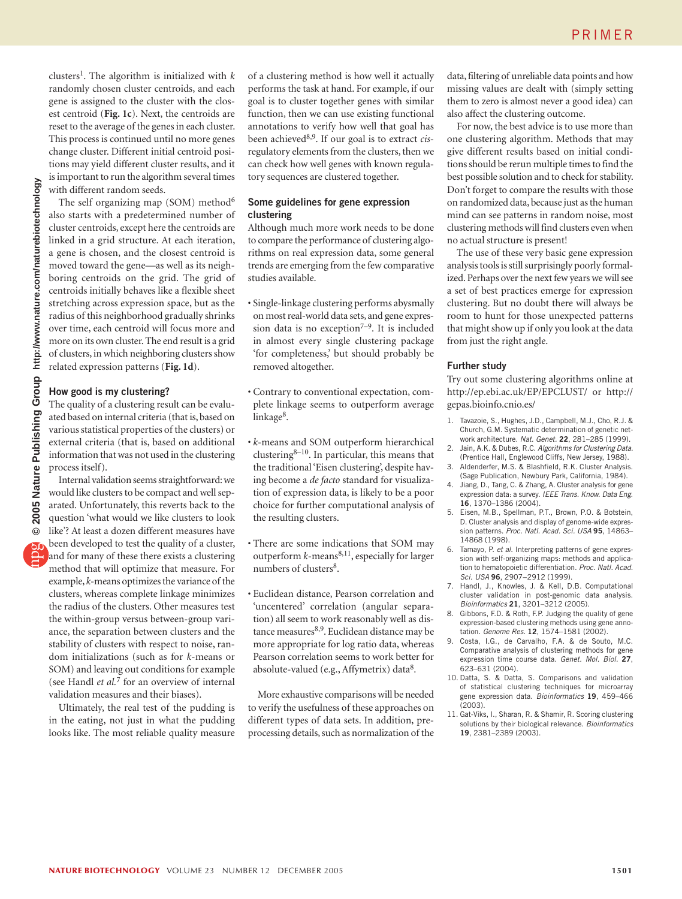clusters[1]. The algorithm is initialized with *k* randomly chosen cluster centroids, and each gene is assigned to the cluster with the closest centroid (**Fig. 1c**). Next, the centroids are reset to the average of the genes in each cluster. This process is continued until no more genes change cluster. Different initial centroid positions may yield different cluster results, and it is important to run the algorithm several times with different random seeds.

The self organizing map (SOM) method[6] also starts with a predetermined number of cluster centroids, except here the centroids are linked in a grid structure. At each iteration, a gene is chosen, and the closest centroid is moved toward the gene—as well as its neighboring centroids on the grid. The grid of centroids initially behaves like a flexible sheet stretching across expression space, but as the radius of this neighborhood gradually shrinks over time, each centroid will focus more and more on its own cluster. The end result is a grid of clusters, in which neighboring clusters show related expression patterns (**Fig. 1d**).

## How good is my clustering?

The quality of a clustering result can be evaluated based on internal criteria (that is, based on various statistical properties of the clusters) or external criteria (that is, based on additional information that was not used in the clustering process itself).

Internal validation seems straightforward: we would like clusters to be compact and well separated. Unfortunately, this reverts back to the question 'what would we like clusters to look like'? At least a dozen different measures have been developed to test the quality of a cluster, and for many of these there exists a clustering method that will optimize that measure. For example, *k*-means optimizes the variance of the clusters, whereas complete linkage minimizes the radius of the clusters. Other measures test the within-group versus between-group variance, the separation between clusters and the stability of clusters with respect to noise, random initializations (such as for *k*-means or SOM) and leaving out conditions for example (see Handl *et al.*[7] for an overview of internal validation measures and their biases).

Ultimately, the real test of the pudding is in the eating, not just in what the pudding looks like. The most reliable quality measure of a clustering method is how well it actually performs the task at hand. For example, if our goal is to cluster together genes with similar function, then we can use existing functional annotations to verify how well that goal has been achieved[8,9]. If our goal is to extract *cis*-regulatory elements from the clusters, then we can check how well genes with known regulatory sequences are clustered together.

## Some guidelines for gene expression clustering

Although much more work needs to be done to compare the performance of clustering algorithms on real expression data, some general trends are emerging from the few comparative studies available.

- Single-linkage clustering performs abysmally on most real-world data sets, and gene expression data is no exception[7–9]. It is included in almost every single clustering package 'for completeness', but should probably be removed altogether.

- Contrary to conventional expectation, complete linkage seems to outperform average linkage[8].

- *k*-means and SOM outperform hierarchical clustering[8–10]. In particular, this means that the traditional 'Eisen clustering', despite having become a *de facto* standard for visualization of expression data, is likely to be a poor choice for further computational analysis of the resulting clusters.

- There are some indications that SOM may outperform *k*-means[8,11], especially for larger numbers of clusters[8].

- Euclidean distance, Pearson correlation and 'uncentered' correlation (angular separation) all seem to work reasonably well as distance measures[8,9]. Euclidean distance may be more appropriate for log ratio data, whereas Pearson correlation seems to work better for absolute-valued (e.g., Affymetrix) data[8].

More exhaustive comparisons will be needed to verify the usefulness of these approaches on different types of data sets. In addition, preprocessing details, such as normalization of the data, filtering of unreliable data points and how missing values are dealt with (simply setting them to zero is almost never a good idea) can also affect the clustering outcome.

For now, the best advice is to use more than one clustering algorithm. Methods that may give different results based on initial conditions should be rerun multiple times to find the best possible solution and to check for stability. Don't forget to compare the results with those on randomized data, because just as the human mind can see patterns in random noise, most clustering methods will find clusters even when no actual structure is present!

The use of these very basic gene expression analysis tools is still surprisingly poorly formalized. Perhaps over the next few years we will see a set of best practices emerge for expression clustering. But no doubt there will always be room to hunt for those unexpected patterns that might show up if only you look at the data from just the right angle.

## Further study

Try out some clustering algorithms online at http://ep.ebi.ac.uk/EP/EPCLUST/ or http://gepas.bioinfo.cnio.es/

1. Tavazoie, S., Hughes, J.D., Campbell, M.J., Cho, R.J. & Church, G.M. Systematic determination of genetic network architecture. *Nat. Genet.* **22**, 281–285 (1999).
2. Jain, A.K. & Dubes, R.C. *Algorithms for Clustering Data.* (Prentice Hall, Englewood Cliffs, New Jersey, 1988).
3. Aldenderfer, M.S. & Blashfield, R.K. Cluster Analysis. (Sage Publication, Newbury Park, California, 1984).
4. Jiang, D., Tang, C. & Zhang, A. Cluster analysis for gene expression data: a survey. *IEEE Trans. Know. Data Eng.* **16**, 1370–1386 (2004).
5. Eisen, M.B., Spellman, P.T., Brown, P.O. & Botstein, D. Cluster analysis and display of genome-wide expression patterns. *Proc. Natl. Acad. Sci. USA* **95**, 14863–14868 (1998).
6. Tamayo, P. *et al.* Interpreting patterns of gene expression with self-organizing maps: methods and application to hematopoietic differentiation. *Proc. Natl. Acad. Sci. USA* **96**, 2907–2912 (1999).
7. Handl, J., Knowles, J. & Kell, D.B. Computational cluster validation in post-genomic data analysis. *Bioinformatics* **21**, 3201–3212 (2005).
8. Gibbons, F.D. & Roth, F.P. Judging the quality of gene expression-based clustering methods using gene annotation. *Genome Res.* **12**, 1574–1581 (2002).
9. Costa, I.G., de Carvalho, F.A. & de Souto, M.C. Comparative analysis of clustering methods for gene expression time course data. *Genet. Mol. Biol.* **27**, 623–631 (2004).
10. Datta, S. & Datta, S. Comparisons and validation of statistical clustering techniques for microarray gene expression data. *Bioinformatics* **19**, 459–466 (2003).
11. Gat-Viks, I., Sharan, R. & Shamir, R. Scoring clustering solutions by their biological relevance. *Bioinformatics* **19**, 2381–2389 (2003).